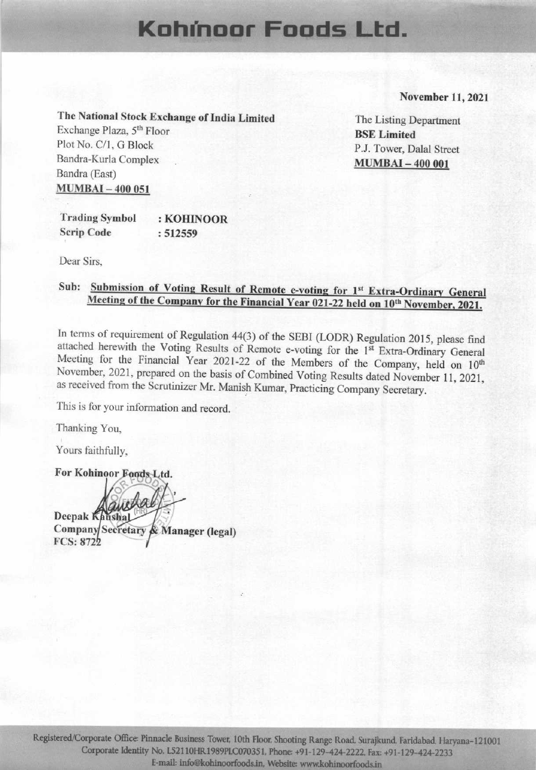# Kohinoor Foods Ltd.

**November 11, 2021**

**The National Stock Exchange of India Limited**
Exchange Plaza, 5th Floor
Plot No. C/1, G Block
Bandra-Kurla Complex
Bandra (East)
**MUMBAI – 400 051**

The Listing Department
**BSE Limited**
P.J. Tower, Dalal Street
**MUMBAI – 400 001**

| | |
|---|---|
| **Trading Symbol** | **: KOHINOOR** |
| **Scrip Code** | **: 512559** |

Dear Sirs,

**Sub: Submission of Voting Result of Remote e-voting for 1st Extra-Ordinary General Meeting of the Company for the Financial Year 021-22 held on 10th November, 2021.**

In terms of requirement of Regulation 44(3) of the SEBI (LODR) Regulation 2015, please find attached herewith the Voting Results of Remote e-voting for the 1st Extra-Ordinary General Meeting for the Financial Year 2021-22 of the Members of the Company, held on 10th November, 2021, prepared on the basis of Combined Voting Results dated November 11, 2021, as received from the Scrutinizer Mr. Manish Kumar, Practicing Company Secretary.

This is for your information and record.

Thanking You,

Yours faithfully,

**For Kohinoor Foods Ltd.**

**Deepak Kaushal**
**Company Secretary & Manager (legal)**
**FCS: 8722**

Registered/Corporate Office: Pinnacle Business Tower, 10th Floor, Shooting Range Road, Surajkund, Faridabad, Haryana-121001
Corporate Identity No. L52110HR1989PLC070351, Phone: +91-129-424-2222, Fax: +91-129-424-2233
E-mail: info@kohinoorfoods.in, Website: www.kohinoorfoods.in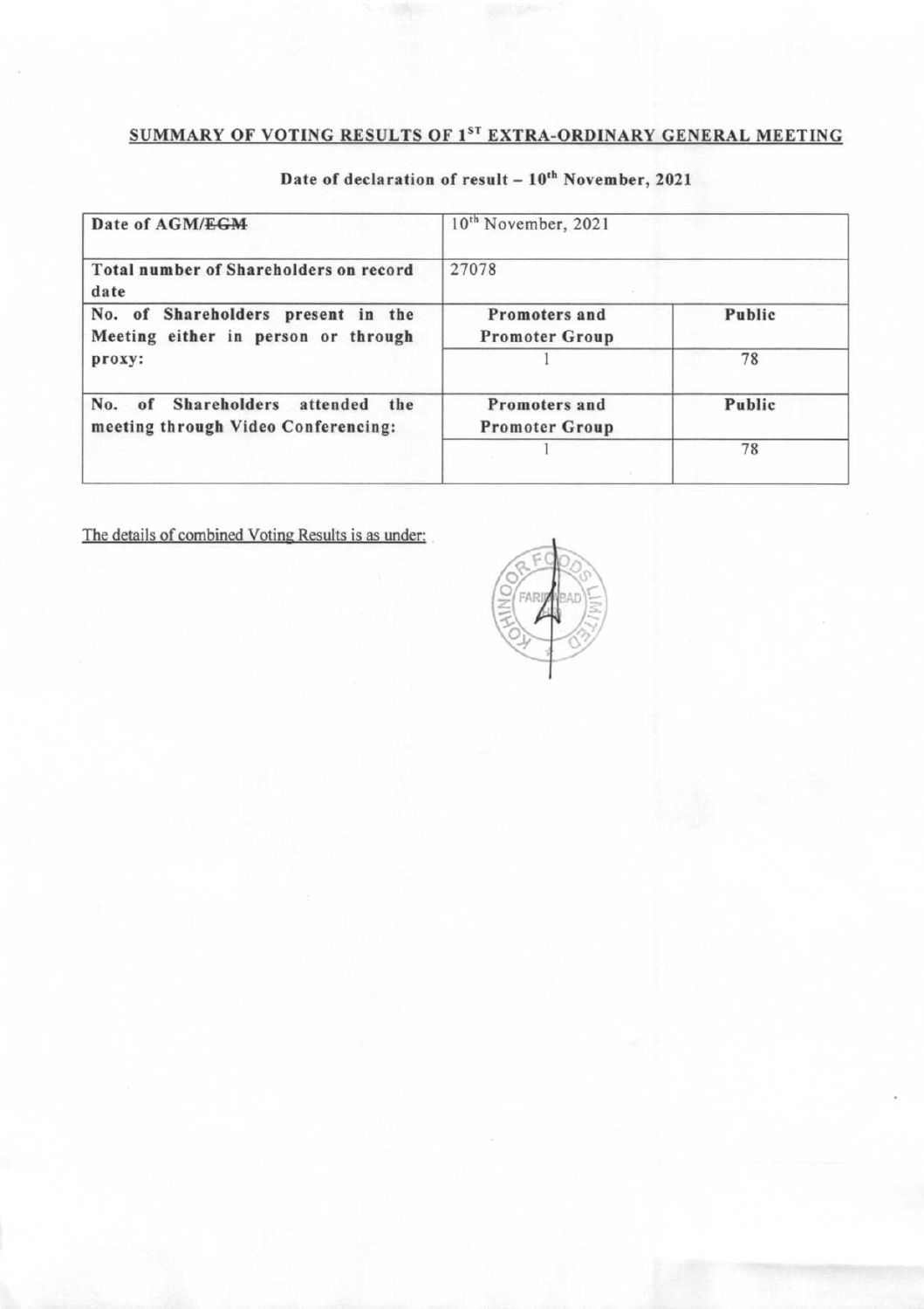## SUMMARY OF VOTING RESULTS OF 1[ST] EXTRA-ORDINARY GENERAL MEETING

**Date of declaration of result – 10[th] November, 2021**

| | | |
|---|---|---|
| **Date of AGM/~~EGM~~** | 10[th] November, 2021 | |
| **Total number of Shareholders on record date** | 27078 | |
| **No. of Shareholders present in the Meeting either in person or through proxy:** | **Promoters and Promoter Group** | **Public** |
| | 1 | 78 |
| **No. of Shareholders attended the meeting through Video Conferencing:** | **Promoters and Promoter Group** | **Public** |
| | 1 | 78 |

The details of combined Voting Results is as under: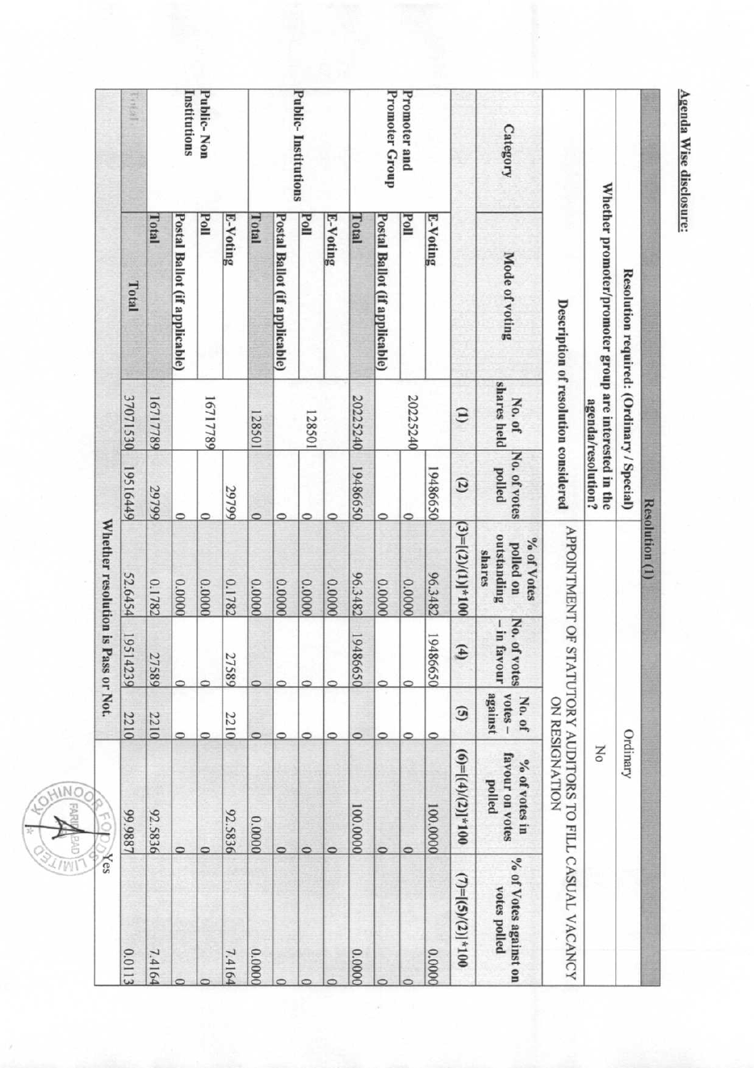## Agenda Wise disclosure:

| Resolution (1) | | | | | | | | |
|---|---|---|---|---|---|---|---|---|
| Resolution required: (Ordinary / Special) | | Ordinary | | | | | | |
| Whether promoter/promoter group are interested in the agenda/resolution? | | No | | | | | | |
| Description of resolution considered | | APPOINTMENT OF STATUTORY AUDITORS TO FILL CASUAL VACANCY ON RESIGNATION | | | | | | |
| Category | Mode of voting | No. of shares held | No. of votes polled | % of Votes polled on outstanding shares | No. of votes – in favour | No. of votes – against | % of votes in favour on votes polled | % of Votes against on votes polled |
| | | (1) | (2) | (3)=[(2)/(1)]*100 | (4) | (5) | (6)=[(4)/(2)]*100 | (7)=[(5)/(2)]*100 |
| Promoter and Promoter Group | E-Voting | 20225240 | 19486650 | 96.3482 | 19486650 | 0 | 100.0000 | 0.0000 |
| | Poll | | 0 | 0.0000 | 0 | 0 | 0 | 0 |
| | Postal Ballot (if applicable) | | 0 | 0.0000 | 0 | 0 | 0 | 0 |
| | Total | 20225240 | 19486650 | 96.3482 | 19486650 | 0 | 100.0000 | 0.0000 |
| Public- Institutions | E-Voting | 128501 | 0 | 0.0000 | 0 | 0 | 0 | 0 |
| | Poll | | 0 | 0.0000 | 0 | 0 | 0 | 0 |
| | Postal Ballot (if applicable) | | 0 | 0.0000 | 0 | 0 | 0 | 0 |
| | Total | 128501 | 0 | 0.0000 | 0 | 0 | 0.0000 | 0.0000 |
| Public- Non Institutions | E-Voting | 16717789 | 29799 | 0.1782 | 27589 | 2210 | 92.5836 | 7.4164 |
| | Poll | | 0 | 0.0000 | 0 | 0 | 0 | 0 |
| | Postal Ballot (if applicable) | | 0 | 0.000 | 0 | 0 | 0 | 0 |
| | Total | 16717789 | 29799 | 0.1782 | 27589 | 2210 | 92.5836 | 7.4164 |
| Total | | 37071530 | 19516449 | 52.6454 | 19514239 | 2210 | 99.9887 | 0.0113 |
| Whether resolution is Pass or Not. | | | | | | Yes | | |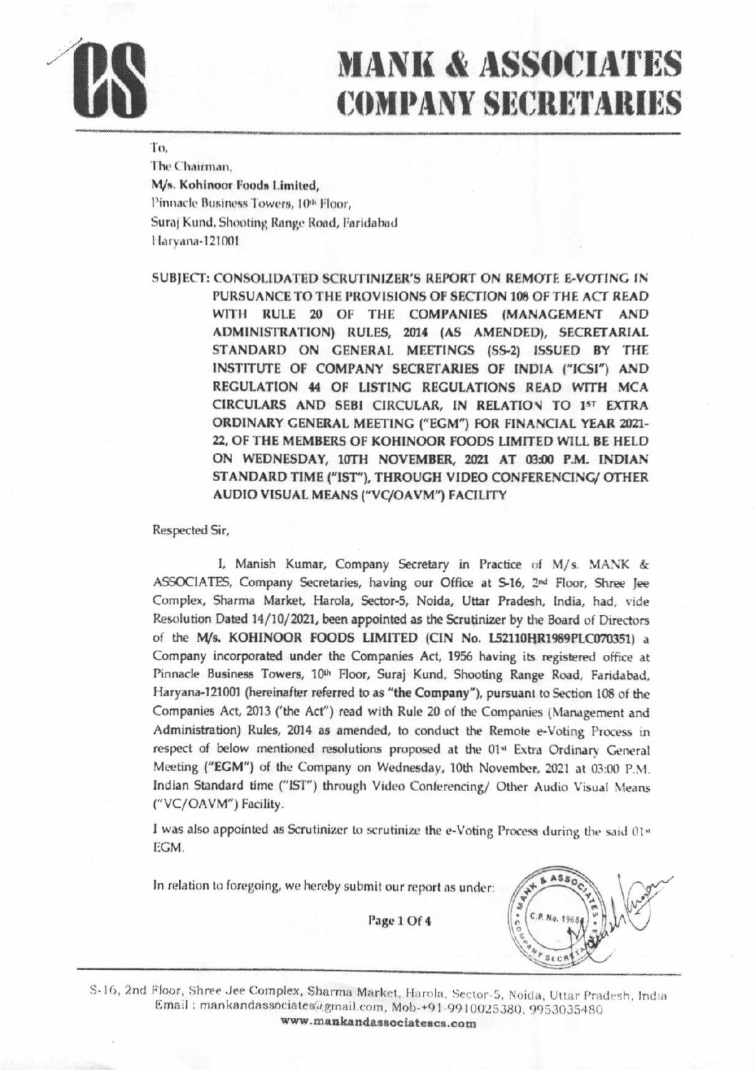# MANK & ASSOCIATES COMPANY SECRETARIES

To,
The Chairman,
**M/s. Kohinoor Foods Limited,**
Pinnacle Business Towers, 10th Floor,
Suraj Kund, Shooting Range Road, Faridabad
Haryana-121001

**SUBJECT: CONSOLIDATED SCRUTINIZER'S REPORT ON REMOTE E-VOTING IN PURSUANCE TO THE PROVISIONS OF SECTION 108 OF THE ACT READ WITH RULE 20 OF THE COMPANIES (MANAGEMENT AND ADMINISTRATION) RULES, 2014 (AS AMENDED), SECRETARIAL STANDARD ON GENERAL MEETINGS (SS-2) ISSUED BY THE INSTITUTE OF COMPANY SECRETARIES OF INDIA ("ICSI") AND REGULATION 44 OF LISTING REGULATIONS READ WITH MCA CIRCULARS AND SEBI CIRCULAR, IN RELATION TO 1ST EXTRA ORDINARY GENERAL MEETING ("EGM") FOR FINANCIAL YEAR 2021-22, OF THE MEMBERS OF KOHINOOR FOODS LIMITED WILL BE HELD ON WEDNESDAY, 10TH NOVEMBER, 2021 AT 03:00 P.M. INDIAN STANDARD TIME ("IST"), THROUGH VIDEO CONFERENCING/ OTHER AUDIO VISUAL MEANS ("VC/OAVM") FACILITY**

Respected Sir,

I, Manish Kumar, Company Secretary in Practice of M/s. MANK & ASSOCIATES, Company Secretaries, having our Office at S-16, 2nd Floor, Shree Jee Complex, Sharma Market, Harola, Sector-5, Noida, Uttar Pradesh, India, had, vide Resolution Dated 14/10/2021, been appointed as the Scrutinizer by the Board of Directors of the **M/s. KOHINOOR FOODS LIMITED (CIN No. L52110HR1989PLC070351)** a Company incorporated under the Companies Act, 1956 having its registered office at Pinnacle Business Towers, 10th Floor, Suraj Kund, Shooting Range Road, Faridabad, Haryana-121001 (hereinafter referred to as **"the Company"**), pursuant to Section 108 of the Companies Act, 2013 ('the Act") read with Rule 20 of the Companies (Management and Administration) Rules, 2014 as amended, to conduct the Remote e-Voting Process in respect of below mentioned resolutions proposed at the 01st Extra Ordinary General Meeting (**"EGM"**) of the Company on Wednesday, 10th November, 2021 at 03:00 P.M. Indian Standard time ("IST") through Video Conferencing/ Other Audio Visual Means ("VC/OAVM") Facility.

I was also appointed as Scrutinizer to scrutinize the e-Voting Process during the said 01st EGM.

In relation to foregoing, we hereby submit our report as under: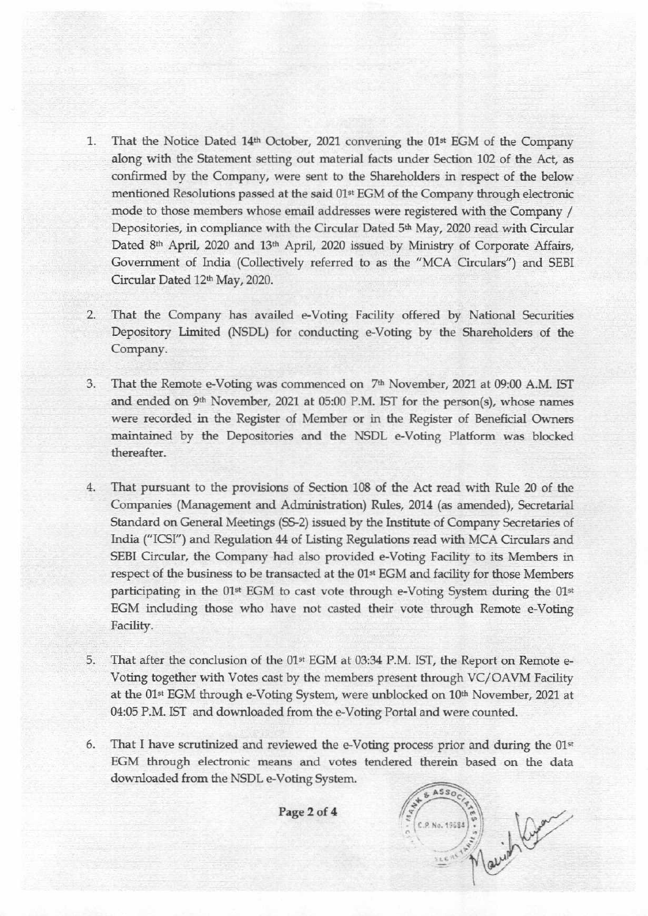1. That the Notice Dated 14th October, 2021 convening the 01st EGM of the Company along with the Statement setting out material facts under Section 102 of the Act, as confirmed by the Company, were sent to the Shareholders in respect of the below mentioned Resolutions passed at the said 01st EGM of the Company through electronic mode to those members whose email addresses were registered with the Company / Depositories, in compliance with the Circular Dated 5th May, 2020 read with Circular Dated 8th April, 2020 and 13th April, 2020 issued by Ministry of Corporate Affairs, Government of India (Collectively referred to as the "MCA Circulars") and SEBI Circular Dated 12th May, 2020.

2. That the Company has availed e-Voting Facility offered by National Securities Depository Limited (NSDL) for conducting e-Voting by the Shareholders of the Company.

3. That the Remote e-Voting was commenced on 7th November, 2021 at 09:00 A.M. IST and ended on 9th November, 2021 at 05:00 P.M. IST for the person(s), whose names were recorded in the Register of Member or in the Register of Beneficial Owners maintained by the Depositories and the NSDL e-Voting Platform was blocked thereafter.

4. That pursuant to the provisions of Section 108 of the Act read with Rule 20 of the Companies (Management and Administration) Rules, 2014 (as amended), Secretarial Standard on General Meetings (SS-2) issued by the Institute of Company Secretaries of India ("ICSI") and Regulation 44 of Listing Regulations read with MCA Circulars and SEBI Circular, the Company had also provided e-Voting Facility to its Members in respect of the business to be transacted at the 01st EGM and facility for those Members participating in the 01st EGM to cast vote through e-Voting System during the 01st EGM including those who have not casted their vote through Remote e-Voting Facility.

5. That after the conclusion of the 01st EGM at 03:34 P.M. IST, the Report on Remote e-Voting together with Votes cast by the members present through VC/OAVM Facility at the 01st EGM through e-Voting System, were unblocked on 10th November, 2021 at 04:05 P.M. IST and downloaded from the e-Voting Portal and were counted.

6. That I have scrutinized and reviewed the e-Voting process prior and during the 01st EGM through electronic means and votes tendered therein based on the data downloaded from the NSDL e-Voting System.